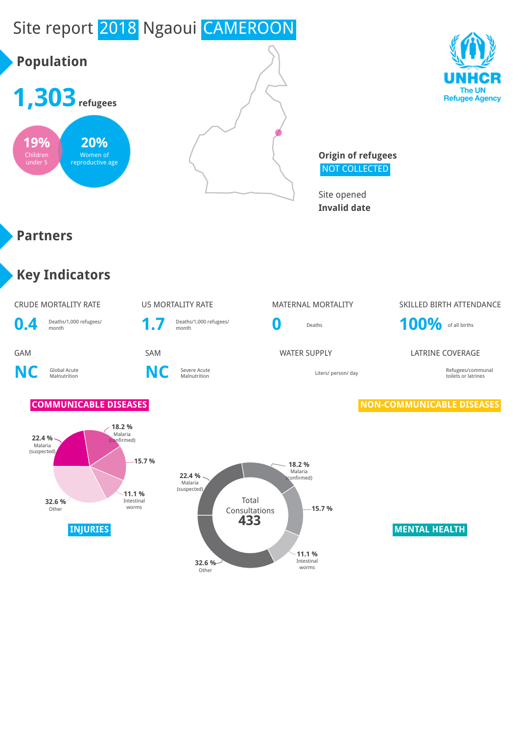# Site report 2018 Ngaoui CAMEROON

UNHCR
The UN Refugee Agency

## Population

**1,303** refugees

**19%** Children under 5

**20%** Women of reproductive age

**Origin of refugees**
NOT COLLECTED

Site opened
**Invalid date**

## Partners

## Key Indicators

| CRUDE MORTALITY RATE | U5 MORTALITY RATE | MATERNAL MORTALITY | SKILLED BIRTH ATTENDANCE |
|---|---|---|---|
| **0.4** Deaths/1,000 refugees/ month | **1.7** Deaths/1,000 refugees/ month | **0** Deaths | **100%** of all births |

| GAM | SAM | WATER SUPPLY | LATRINE COVERAGE |
|---|---|---|---|
| **NC** Global Acute Malnutrition | **NC** Severe Acute Malnutrition | Liters/ person/ day | Refugees/communal toilets or latrines |

### COMMUNICABLE DISEASES

- 22.4 % Malaria (suspected)
- 18.2 % Malaria (confirmed)
- 15.7 %
- 11.1 % Intestinal worms
- 32.6 % Other

Total Consultations **433**

### NON-COMMUNICABLE DISEASES

### INJURIES

### MENTAL HEALTH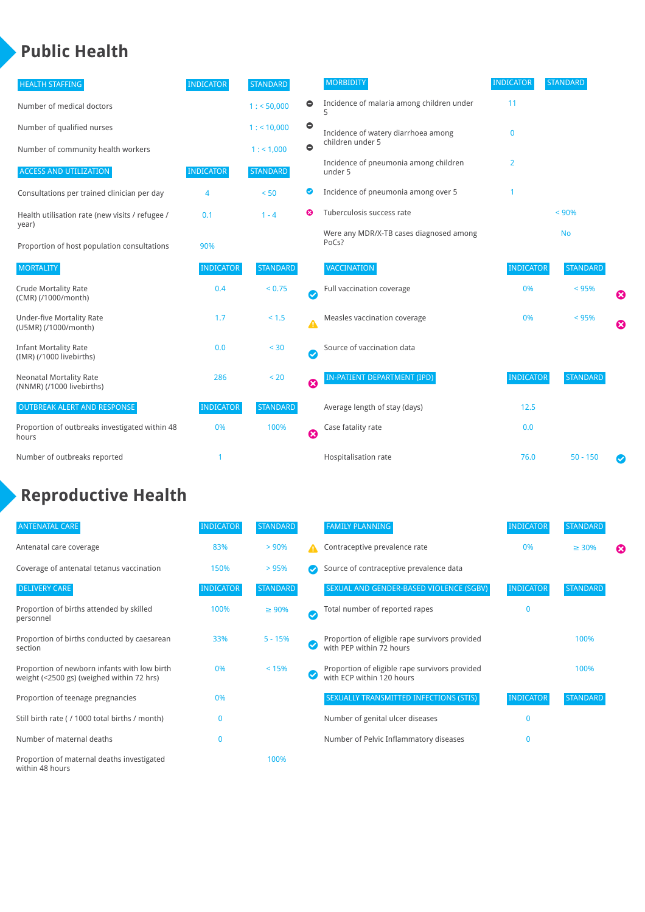# Public Health

| HEALTH STAFFING | INDICATOR | STANDARD |
|---|---|---|
| Number of medical doctors | | 1 : < 50,000 |
| Number of qualified nurses | | 1 : < 10,000 |
| Number of community health workers | | 1 : < 1,000 |

| ACCESS AND UTILIZATION | INDICATOR | STANDARD |
|---|---|---|
| Consultations per trained clinician per day | 4 | < 50 |
| Health utilisation rate (new visits / refugee / year) | 0.1 | 1 - 4 |
| Proportion of host population consultations | 90% | |

| MORTALITY | INDICATOR | STANDARD |
|---|---|---|
| Crude Mortality Rate (CMR) (/1000/month) | 0.4 | < 0.75 |
| Under-five Mortality Rate (U5MR) (/1000/month) | 1.7 | < 1.5 |
| Infant Mortality Rate (IMR) (/1000 livebirths) | 0.0 | < 30 |
| Neonatal Mortality Rate (NNMR) (/1000 livebirths) | 286 | < 20 |

| OUTBREAK ALERT AND RESPONSE | INDICATOR | STANDARD |
|---|---|---|
| Proportion of outbreaks investigated within 48 hours | 0% | 100% |
| Number of outbreaks reported | 1 | |

| MORBIDITY | INDICATOR | STANDARD |
|---|---|---|
| Incidence of malaria among children under 5 | 11 | |
| Incidence of watery diarrhoea among children under 5 | 0 | |
| Incidence of pneumonia among children under 5 | 2 | |
| Incidence of pneumonia among over 5 | 1 | |
| Tuberculosis success rate | | < 90% |
| Were any MDR/X-TB cases diagnosed among PoCs? | | No |

| VACCINATION | INDICATOR | STANDARD |
|---|---|---|
| Full vaccination coverage | 0% | < 95% |
| Measles vaccination coverage | 0% | < 95% |
| Source of vaccination data | | |

| IN-PATIENT DEPARTMENT (IPD) | INDICATOR | STANDARD |
|---|---|---|
| Average length of stay (days) | 12.5 | |
| Case fatality rate | 0.0 | |
| Hospitalisation rate | 76.0 | 50 - 150 |

# Reproductive Health

| ANTENATAL CARE | INDICATOR | STANDARD |
|---|---|---|
| Antenatal care coverage | 83% | > 90% |
| Coverage of antenatal tetanus vaccination | 150% | > 95% |

| DELIVERY CARE | INDICATOR | STANDARD |
|---|---|---|
| Proportion of births attended by skilled personnel | 100% | ≥ 90% |
| Proportion of births conducted by caesarean section | 33% | 5 - 15% |
| Proportion of newborn infants with low birth weight (<2500 gs) (weighed within 72 hrs) | 0% | < 15% |
| Proportion of teenage pregnancies | 0% | |
| Still birth rate ( / 1000 total births / month) | 0 | |
| Number of maternal deaths | 0 | |
| Proportion of maternal deaths investigated within 48 hours | | 100% |

| FAMILY PLANNING | INDICATOR | STANDARD |
|---|---|---|
| Contraceptive prevalence rate | 0% | ≥ 30% |
| Source of contraceptive prevalence data | | |

| SEXUAL AND GENDER-BASED VIOLENCE (SGBV) | INDICATOR | STANDARD |
|---|---|---|
| Total number of reported rapes | 0 | |
| Proportion of eligible rape survivors provided with PEP within 72 hours | | 100% |
| Proportion of eligible rape survivors provided with ECP within 120 hours | | 100% |

| SEXUALLY TRANSMITTED INFECTIONS (STIS) | INDICATOR | STANDARD |
|---|---|---|
| Number of genital ulcer diseases | 0 | |
| Number of Pelvic Inflammatory diseases | 0 | |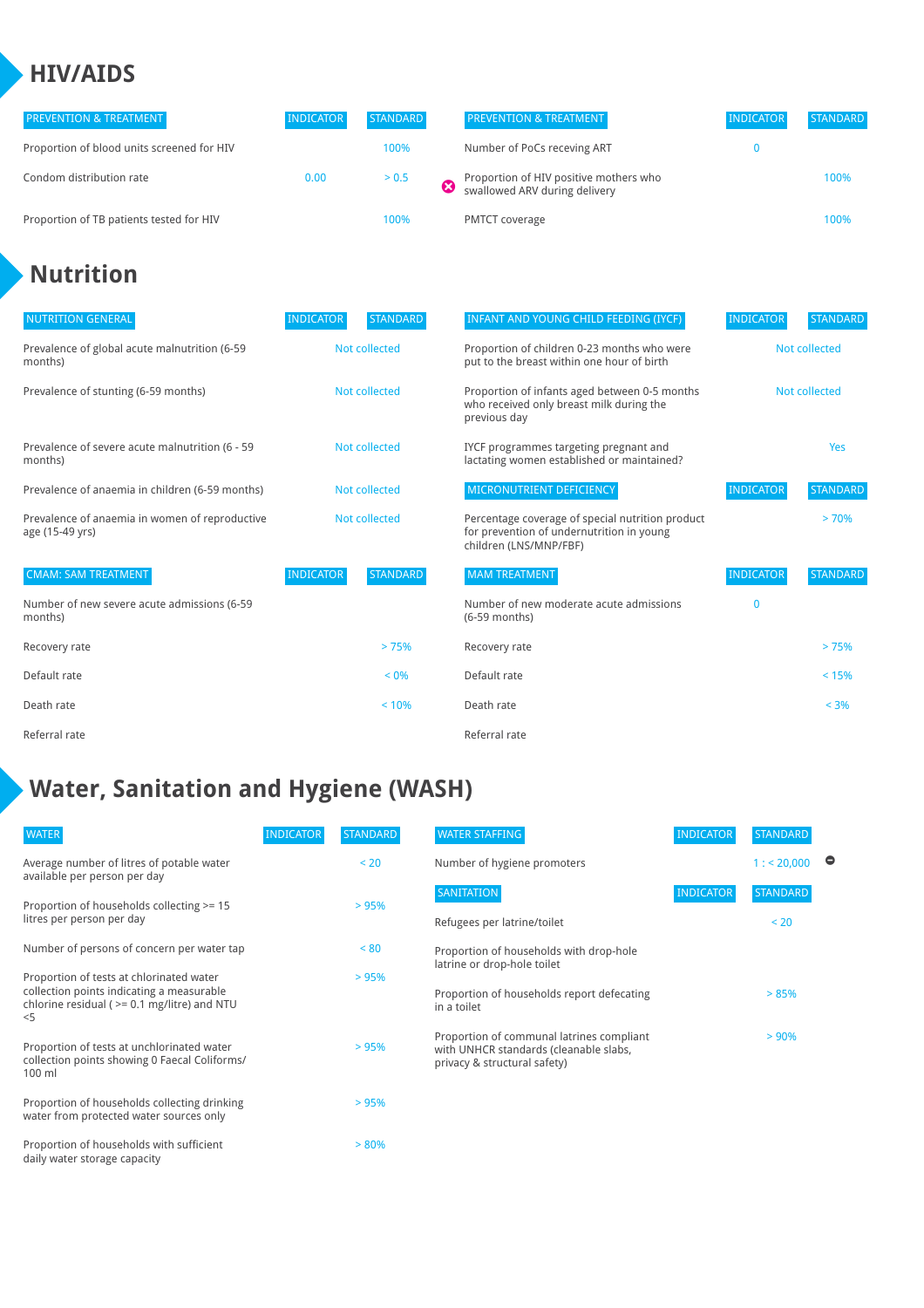# HIV/AIDS

| PREVENTION & TREATMENT | INDICATOR | STANDARD |
|---|---|---|
| Proportion of blood units screened for HIV | | 100% |
| Condom distribution rate | 0.00 | > 0.5 |
| Proportion of TB patients tested for HIV | | 100% |

| PREVENTION & TREATMENT | INDICATOR | STANDARD |
|---|---|---|
| Number of PoCs receving ART | 0 | |
| Proportion of HIV positive mothers who swallowed ARV during delivery | | 100% |
| PMTCT coverage | | 100% |

# Nutrition

| NUTRITION GENERAL | INDICATOR | STANDARD |
|---|---|---|
| Prevalence of global acute malnutrition (6-59 months) | Not collected | |
| Prevalence of stunting (6-59 months) | Not collected | |
| Prevalence of severe acute malnutrition (6 - 59 months) | Not collected | |
| Prevalence of anaemia in children (6-59 months) | Not collected | |
| Prevalence of anaemia in women of reproductive age (15-49 yrs) | Not collected | |

| INFANT AND YOUNG CHILD FEEDING (IYCF) | INDICATOR | STANDARD |
|---|---|---|
| Proportion of children 0-23 months who were put to the breast within one hour of birth | Not collected | |
| Proportion of infants aged between 0-5 months who received only breast milk during the previous day | Not collected | |
| IYCF programmes targeting pregnant and lactating women established or maintained? | | Yes |

| MICRONUTRIENT DEFICIENCY | INDICATOR | STANDARD |
|---|---|---|
| Percentage coverage of special nutrition product for prevention of undernutrition in young children (LNS/MNP/FBF) | | > 70% |

| CMAM: SAM TREATMENT | INDICATOR | STANDARD |
|---|---|---|
| Number of new severe acute admissions (6-59 months) | | |
| Recovery rate | | > 75% |
| Default rate | | < 0% |
| Death rate | | < 10% |
| Referral rate | | |

| MAM TREATMENT | INDICATOR | STANDARD |
|---|---|---|
| Number of new moderate acute admissions (6-59 months) | 0 | |
| Recovery rate | | > 75% |
| Default rate | | < 15% |
| Death rate | | < 3% |
| Referral rate | | |

# Water, Sanitation and Hygiene (WASH)

| WATER | INDICATOR | STANDARD |
|---|---|---|
| Average number of litres of potable water available per person per day | | < 20 |
| Proportion of households collecting >= 15 litres per person per day | | > 95% |
| Number of persons of concern per water tap | | < 80 |
| Proportion of tests at chlorinated water collection points indicating a measurable chlorine residual ( >= 0.1 mg/litre) and NTU <5 | | > 95% |
| Proportion of tests at unchlorinated water collection points showing 0 Faecal Coliforms/ 100 ml | | > 95% |
| Proportion of households collecting drinking water from protected water sources only | | > 95% |
| Proportion of households with sufficient daily water storage capacity | | > 80% |

| WATER STAFFING | INDICATOR | STANDARD |
|---|---|---|
| Number of hygiene promoters | | 1 : < 20,000 |

| SANITATION | INDICATOR | STANDARD |
|---|---|---|
| Refugees per latrine/toilet | | < 20 |
| Proportion of households with drop-hole latrine or drop-hole toilet | | |
| Proportion of households report defecating in a toilet | | > 85% |
| Proportion of communal latrines compliant with UNHCR standards (cleanable slabs, privacy & structural safety) | | > 90% |